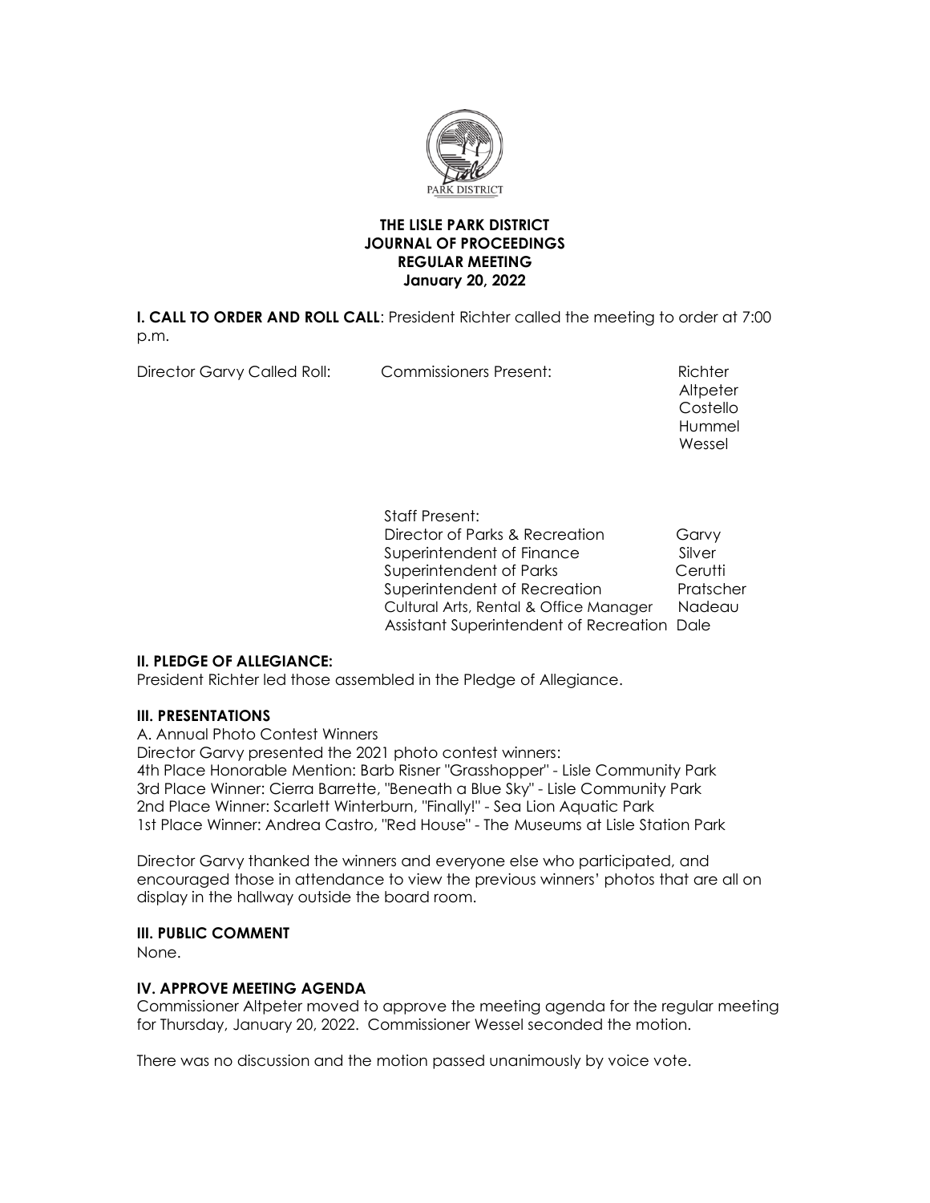# THE LISLE PARK DISTRICT
## JOURNAL OF PROCEEDINGS
## REGULAR MEETING
## January 20, 2022

**I. CALL TO ORDER AND ROLL CALL**: President Richter called the meeting to order at 7:00 p.m.

Director Garvy Called Roll: Commissioners Present: Richter, Altpeter, Costello, Hummel, Wessel

Staff Present:

| | |
|---|---|
| Director of Parks & Recreation | Garvy |
| Superintendent of Finance | Silver |
| Superintendent of Parks | Cerutti |
| Superintendent of Recreation | Pratscher |
| Cultural Arts, Rental & Office Manager | Nadeau |
| Assistant Superintendent of Recreation | Dale |

**II. PLEDGE OF ALLEGIANCE:**

President Richter led those assembled in the Pledge of Allegiance.

**III. PRESENTATIONS**

A. Annual Photo Contest Winners

Director Garvy presented the 2021 photo contest winners:

4th Place Honorable Mention: Barb Risner "Grasshopper" - Lisle Community Park

3rd Place Winner: Cierra Barrette, "Beneath a Blue Sky" - Lisle Community Park

2nd Place Winner: Scarlett Winterburn, "Finally!" - Sea Lion Aquatic Park

1st Place Winner: Andrea Castro, "Red House" - The Museums at Lisle Station Park

Director Garvy thanked the winners and everyone else who participated, and encouraged those in attendance to view the previous winners' photos that are all on display in the hallway outside the board room.

**III. PUBLIC COMMENT**

None.

**IV. APPROVE MEETING AGENDA**

Commissioner Altpeter moved to approve the meeting agenda for the regular meeting for Thursday, January 20, 2022. Commissioner Wessel seconded the motion.

There was no discussion and the motion passed unanimously by voice vote.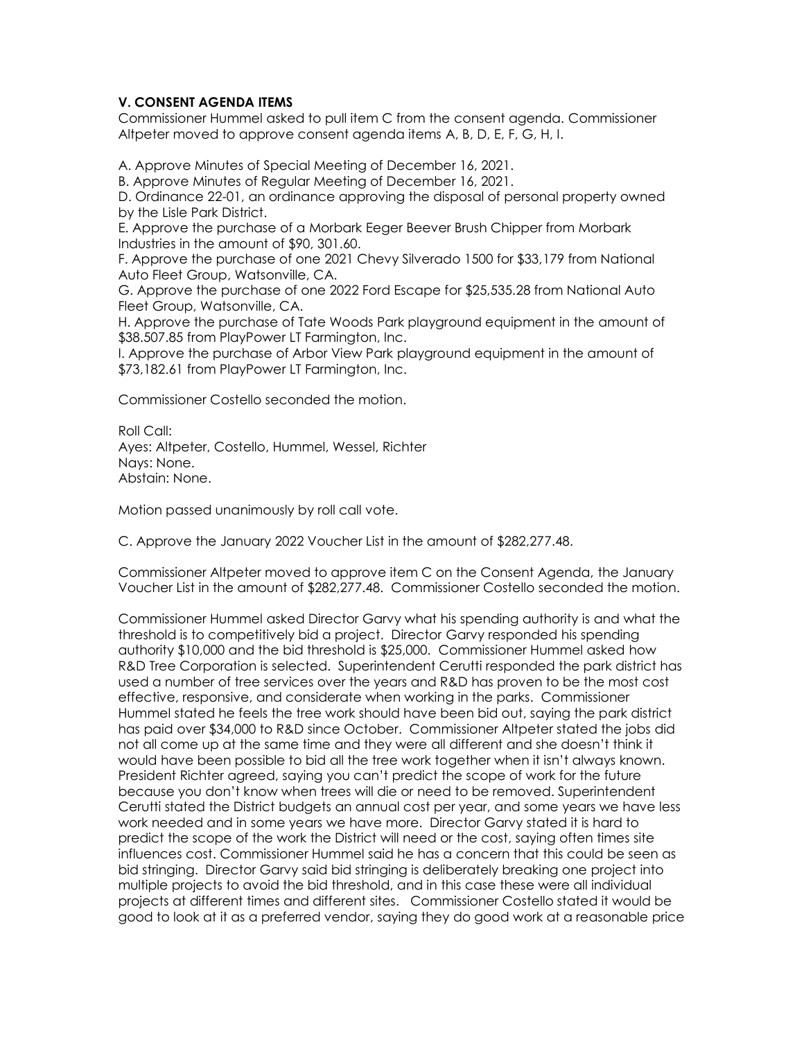### V. CONSENT AGENDA ITEMS

Commissioner Hummel asked to pull item C from the consent agenda. Commissioner Altpeter moved to approve consent agenda items A, B, D, E, F, G, H, I.

A. Approve Minutes of Special Meeting of December 16, 2021.

B. Approve Minutes of Regular Meeting of December 16, 2021.

D. Ordinance 22-01, an ordinance approving the disposal of personal property owned by the Lisle Park District.

E. Approve the purchase of a Morbark Eeger Beever Brush Chipper from Morbark Industries in the amount of $90, 301.60.

F. Approve the purchase of one 2021 Chevy Silverado 1500 for $33,179 from National Auto Fleet Group, Watsonville, CA.

G. Approve the purchase of one 2022 Ford Escape for $25,535.28 from National Auto Fleet Group, Watsonville, CA.

H. Approve the purchase of Tate Woods Park playground equipment in the amount of $38.507.85 from PlayPower LT Farmington, Inc.

I. Approve the purchase of Arbor View Park playground equipment in the amount of $73,182.61 from PlayPower LT Farmington, Inc.

Commissioner Costello seconded the motion.

Roll Call:
Ayes: Altpeter, Costello, Hummel, Wessel, Richter
Nays: None.
Abstain: None.

Motion passed unanimously by roll call vote.

C. Approve the January 2022 Voucher List in the amount of $282,277.48.

Commissioner Altpeter moved to approve item C on the Consent Agenda, the January Voucher List in the amount of $282,277.48. Commissioner Costello seconded the motion.

Commissioner Hummel asked Director Garvy what his spending authority is and what the threshold is to competitively bid a project. Director Garvy responded his spending authority $10,000 and the bid threshold is $25,000. Commissioner Hummel asked how R&D Tree Corporation is selected. Superintendent Cerutti responded the park district has used a number of tree services over the years and R&D has proven to be the most cost effective, responsive, and considerate when working in the parks. Commissioner Hummel stated he feels the tree work should have been bid out, saying the park district has paid over $34,000 to R&D since October. Commissioner Altpeter stated the jobs did not all come up at the same time and they were all different and she doesn't think it would have been possible to bid all the tree work together when it isn't always known. President Richter agreed, saying you can't predict the scope of work for the future because you don't know when trees will die or need to be removed. Superintendent Cerutti stated the District budgets an annual cost per year, and some years we have less work needed and in some years we have more. Director Garvy stated it is hard to predict the scope of the work the District will need or the cost, saying often times site influences cost. Commissioner Hummel said he has a concern that this could be seen as bid stringing. Director Garvy said bid stringing is deliberately breaking one project into multiple projects to avoid the bid threshold, and in this case these were all individual projects at different times and different sites. Commissioner Costello stated it would be good to look at it as a preferred vendor, saying they do good work at a reasonable price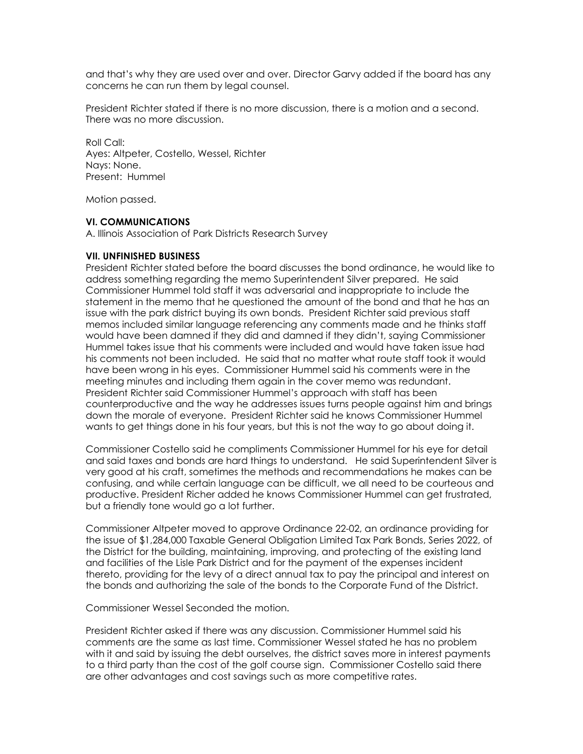and that's why they are used over and over. Director Garvy added if the board has any concerns he can run them by legal counsel.

President Richter stated if there is no more discussion, there is a motion and a second. There was no more discussion.

Roll Call:
Ayes: Altpeter, Costello, Wessel, Richter
Nays: None.
Present: Hummel

Motion passed.

**VI. COMMUNICATIONS**

A. Illinois Association of Park Districts Research Survey

**VII. UNFINISHED BUSINESS**

President Richter stated before the board discusses the bond ordinance, he would like to address something regarding the memo Superintendent Silver prepared. He said Commissioner Hummel told staff it was adversarial and inappropriate to include the statement in the memo that he questioned the amount of the bond and that he has an issue with the park district buying its own bonds. President Richter said previous staff memos included similar language referencing any comments made and he thinks staff would have been damned if they did and damned if they didn't, saying Commissioner Hummel takes issue that his comments were included and would have taken issue had his comments not been included. He said that no matter what route staff took it would have been wrong in his eyes. Commissioner Hummel said his comments were in the meeting minutes and including them again in the cover memo was redundant. President Richter said Commissioner Hummel's approach with staff has been counterproductive and the way he addresses issues turns people against him and brings down the morale of everyone. President Richter said he knows Commissioner Hummel wants to get things done in his four years, but this is not the way to go about doing it.

Commissioner Costello said he compliments Commissioner Hummel for his eye for detail and said taxes and bonds are hard things to understand. He said Superintendent Silver is very good at his craft, sometimes the methods and recommendations he makes can be confusing, and while certain language can be difficult, we all need to be courteous and productive. President Richer added he knows Commissioner Hummel can get frustrated, but a friendly tone would go a lot further.

Commissioner Altpeter moved to approve Ordinance 22-02, an ordinance providing for the issue of $1,284,000 Taxable General Obligation Limited Tax Park Bonds, Series 2022, of the District for the building, maintaining, improving, and protecting of the existing land and facilities of the Lisle Park District and for the payment of the expenses incident thereto, providing for the levy of a direct annual tax to pay the principal and interest on the bonds and authorizing the sale of the bonds to the Corporate Fund of the District.

Commissioner Wessel Seconded the motion.

President Richter asked if there was any discussion. Commissioner Hummel said his comments are the same as last time. Commissioner Wessel stated he has no problem with it and said by issuing the debt ourselves, the district saves more in interest payments to a third party than the cost of the golf course sign. Commissioner Costello said there are other advantages and cost savings such as more competitive rates.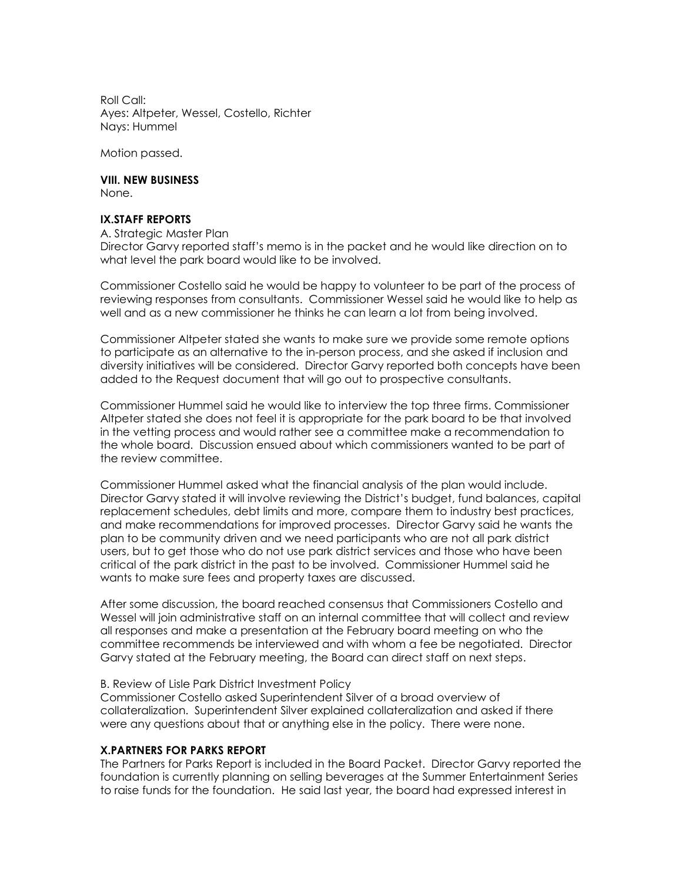Roll Call:
Ayes: Altpeter, Wessel, Costello, Richter
Nays: Hummel

Motion passed.

**VIII. NEW BUSINESS**
None.

**IX.STAFF REPORTS**

A. Strategic Master Plan
Director Garvy reported staff's memo is in the packet and he would like direction on to what level the park board would like to be involved.

Commissioner Costello said he would be happy to volunteer to be part of the process of reviewing responses from consultants. Commissioner Wessel said he would like to help as well and as a new commissioner he thinks he can learn a lot from being involved.

Commissioner Altpeter stated she wants to make sure we provide some remote options to participate as an alternative to the in-person process, and she asked if inclusion and diversity initiatives will be considered. Director Garvy reported both concepts have been added to the Request document that will go out to prospective consultants.

Commissioner Hummel said he would like to interview the top three firms. Commissioner Altpeter stated she does not feel it is appropriate for the park board to be that involved in the vetting process and would rather see a committee make a recommendation to the whole board. Discussion ensued about which commissioners wanted to be part of the review committee.

Commissioner Hummel asked what the financial analysis of the plan would include. Director Garvy stated it will involve reviewing the District's budget, fund balances, capital replacement schedules, debt limits and more, compare them to industry best practices, and make recommendations for improved processes. Director Garvy said he wants the plan to be community driven and we need participants who are not all park district users, but to get those who do not use park district services and those who have been critical of the park district in the past to be involved. Commissioner Hummel said he wants to make sure fees and property taxes are discussed.

After some discussion, the board reached consensus that Commissioners Costello and Wessel will join administrative staff on an internal committee that will collect and review all responses and make a presentation at the February board meeting on who the committee recommends be interviewed and with whom a fee be negotiated. Director Garvy stated at the February meeting, the Board can direct staff on next steps.

B. Review of Lisle Park District Investment Policy
Commissioner Costello asked Superintendent Silver of a broad overview of collateralization. Superintendent Silver explained collateralization and asked if there were any questions about that or anything else in the policy. There were none.

**X.PARTNERS FOR PARKS REPORT**
The Partners for Parks Report is included in the Board Packet. Director Garvy reported the foundation is currently planning on selling beverages at the Summer Entertainment Series to raise funds for the foundation. He said last year, the board had expressed interest in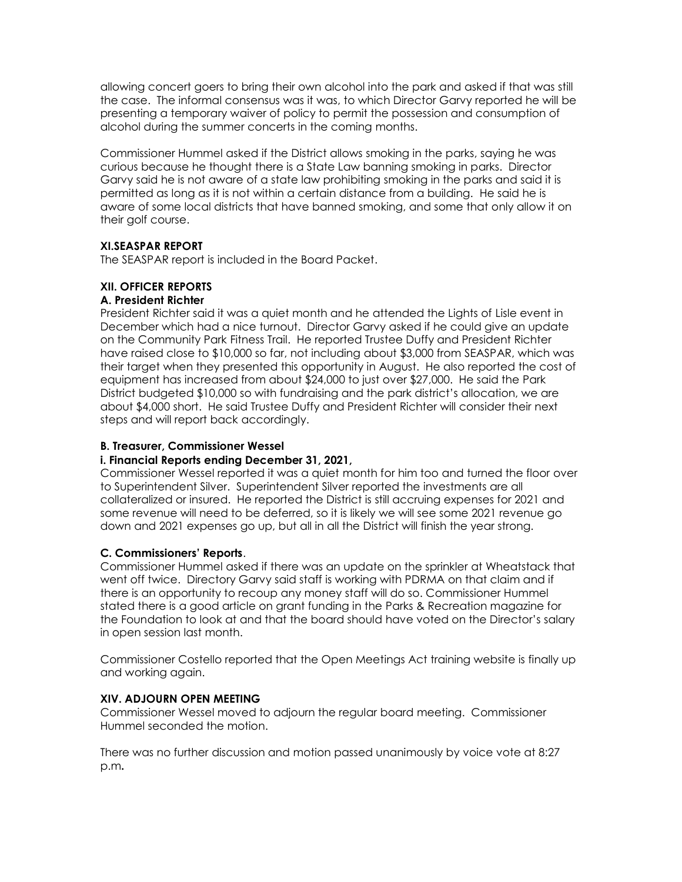allowing concert goers to bring their own alcohol into the park and asked if that was still the case. The informal consensus was it was, to which Director Garvy reported he will be presenting a temporary waiver of policy to permit the possession and consumption of alcohol during the summer concerts in the coming months.

Commissioner Hummel asked if the District allows smoking in the parks, saying he was curious because he thought there is a State Law banning smoking in parks. Director Garvy said he is not aware of a state law prohibiting smoking in the parks and said it is permitted as long as it is not within a certain distance from a building. He said he is aware of some local districts that have banned smoking, and some that only allow it on their golf course.

**XI.SEASPAR REPORT**

The SEASPAR report is included in the Board Packet.

**XII. OFFICER REPORTS**

**A. President Richter**

President Richter said it was a quiet month and he attended the Lights of Lisle event in December which had a nice turnout. Director Garvy asked if he could give an update on the Community Park Fitness Trail. He reported Trustee Duffy and President Richter have raised close to $10,000 so far, not including about $3,000 from SEASPAR, which was their target when they presented this opportunity in August. He also reported the cost of equipment has increased from about $24,000 to just over $27,000. He said the Park District budgeted $10,000 so with fundraising and the park district's allocation, we are about $4,000 short. He said Trustee Duffy and President Richter will consider their next steps and will report back accordingly.

**B. Treasurer, Commissioner Wessel**

**i. Financial Reports ending December 31, 2021,**

Commissioner Wessel reported it was a quiet month for him too and turned the floor over to Superintendent Silver. Superintendent Silver reported the investments are all collateralized or insured. He reported the District is still accruing expenses for 2021 and some revenue will need to be deferred, so it is likely we will see some 2021 revenue go down and 2021 expenses go up, but all in all the District will finish the year strong.

**C. Commissioners' Reports**.

Commissioner Hummel asked if there was an update on the sprinkler at Wheatstack that went off twice. Directory Garvy said staff is working with PDRMA on that claim and if there is an opportunity to recoup any money staff will do so. Commissioner Hummel stated there is a good article on grant funding in the Parks & Recreation magazine for the Foundation to look at and that the board should have voted on the Director's salary in open session last month.

Commissioner Costello reported that the Open Meetings Act training website is finally up and working again.

**XIV. ADJOURN OPEN MEETING**

Commissioner Wessel moved to adjourn the regular board meeting. Commissioner Hummel seconded the motion.

There was no further discussion and motion passed unanimously by voice vote at 8:27 p.m**.**